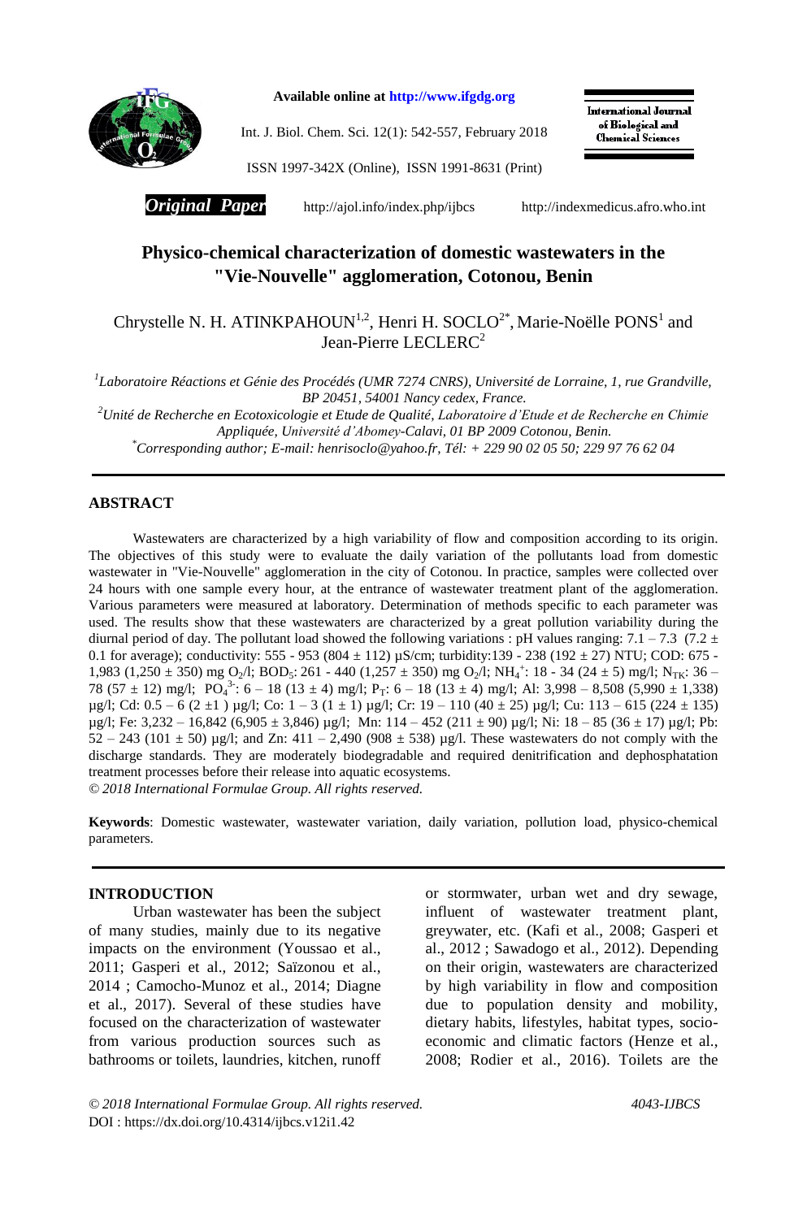Available online at http://www.ifgdg.org

Int. J. Biol. Chem. Sci. 12(1): 542-557, February 2018

ISSN 1997-342X (Online), ISSN 1991-8631 (Print)

International Journal of Biological and Chemical Sciences

***Original Paper*** http://ajol.info/index.php/ijbcs http://indexmedicus.afro.who.int

# Physico-chemical characterization of domestic wastewaters in the "Vie-Nouvelle" agglomeration, Cotonou, Benin

Chrystelle N. H. ATINKPAHOUN[1,2], Henri H. SOCLO[2*], Marie-Noëlle PONS[1] and Jean-Pierre LECLERC[2]

[1]*Laboratoire Réactions et Génie des Procédés (UMR 7274 CNRS), Université de Lorraine, 1, rue Grandville, BP 20451, 54001 Nancy cedex, France.*

[2]*Unité de Recherche en Ecotoxicologie et Etude de Qualité, Laboratoire d'Etude et de Recherche en Chimie Appliquée, Université d'Abomey-Calavi, 01 BP 2009 Cotonou, Benin.*

[*]*Corresponding author; E-mail: henrisoclo@yahoo.fr, Tél: + 229 90 02 05 50; 229 97 76 62 04*

## ABSTRACT

Wastewaters are characterized by a high variability of flow and composition according to its origin. The objectives of this study were to evaluate the daily variation of the pollutants load from domestic wastewater in "Vie-Nouvelle" agglomeration in the city of Cotonou. In practice, samples were collected over 24 hours with one sample every hour, at the entrance of wastewater treatment plant of the agglomeration. Various parameters were measured at laboratory. Determination of methods specific to each parameter was used. The results show that these wastewaters are characterized by a great pollution variability during the diurnal period of day. The pollutant load showed the following variations : pH values ranging: 7.1 – 7.3 (7.2 ± 0.1 for average); conductivity: 555 - 953 (804 ± 112) µS/cm; turbidity:139 - 238 (192 ± 27) NTU; COD: 675 - 1,983 (1,250 ± 350) mg $O_2$/l; $BOD_5$: 261 - 440 (1,257 ± 350) mg $O_2$/l; $NH_4^+$: 18 - 34 (24 ± 5) mg/l; $N_{TK}$: 36 – 78 (57 ± 12) mg/l; $PO_4^{3-}$: 6 – 18 (13 ± 4) mg/l; $P_T$: 6 – 18 (13 ± 4) mg/l; Al: 3,998 – 8,508 (5,990 ± 1,338) µg/l; Cd: 0.5 – 6 (2 ±1 ) µg/l; Co: 1 – 3 (1 ± 1) µg/l; Cr: 19 – 110 (40 ± 25) µg/l; Cu: 113 – 615 (224 ± 135) µg/l; Fe: 3,232 – 16,842 (6,905 ± 3,846) µg/l; Mn: 114 – 452 (211 ± 90) µg/l; Ni: 18 – 85 (36 ± 17) µg/l; Pb: 52 – 243 (101 ± 50) µg/l; and Zn: 411 – 2,490 (908 ± 538) µg/l. These wastewaters do not comply with the discharge standards. They are moderately biodegradable and required denitrification and dephosphatation treatment processes before their release into aquatic ecosystems.

*© 2018 International Formulae Group. All rights reserved.*

**Keywords**: Domestic wastewater, wastewater variation, daily variation, pollution load, physico-chemical parameters.

## INTRODUCTION

Urban wastewater has been the subject of many studies, mainly due to its negative impacts on the environment (Youssao et al., 2011; Gasperi et al., 2012; Saïzonou et al., 2014 ; Camocho-Munoz et al., 2014; Diagne et al., 2017). Several of these studies have focused on the characterization of wastewater from various production sources such as bathrooms or toilets, laundries, kitchen, runoff or stormwater, urban wet and dry sewage, influent of wastewater treatment plant, greywater, etc. (Kafi et al., 2008; Gasperi et al., 2012 ; Sawadogo et al., 2012). Depending on their origin, wastewaters are characterized by high variability in flow and composition due to population density and mobility, dietary habits, lifestyles, habitat types, socio-economic and climatic factors (Henze et al., 2008; Rodier et al., 2016). Toilets are the

*© 2018 International Formulae Group. All rights reserved.* 4043-IJBCS

DOI : https://dx.doi.org/10.4314/ijbcs.v12i1.42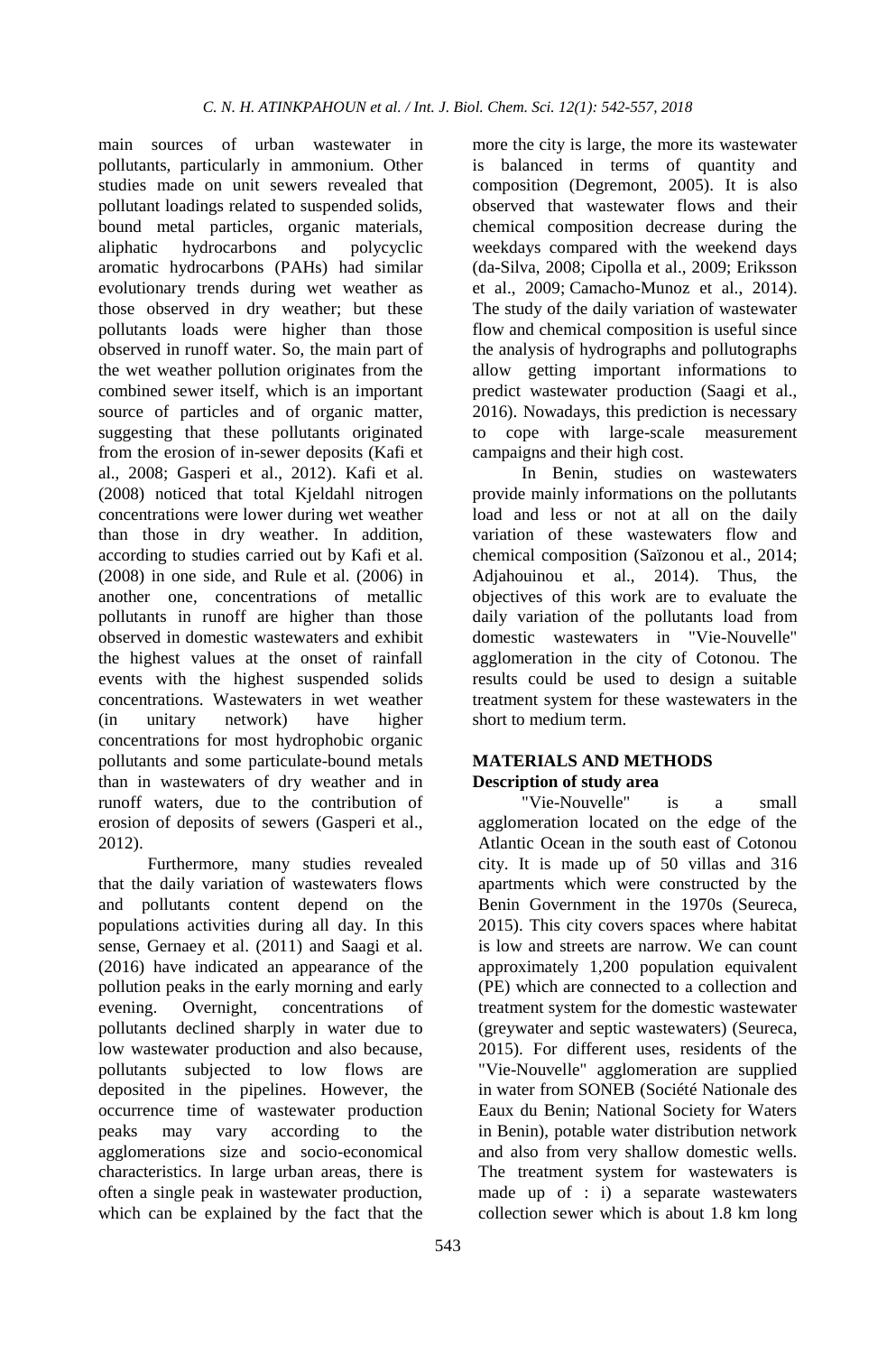main sources of urban wastewater in pollutants, particularly in ammonium. Other studies made on unit sewers revealed that pollutant loadings related to suspended solids, bound metal particles, organic materials, aliphatic hydrocarbons and polycyclic aromatic hydrocarbons (PAHs) had similar evolutionary trends during wet weather as those observed in dry weather; but these pollutants loads were higher than those observed in runoff water. So, the main part of the wet weather pollution originates from the combined sewer itself, which is an important source of particles and of organic matter, suggesting that these pollutants originated from the erosion of in-sewer deposits (Kafi et al., 2008; Gasperi et al., 2012). Kafi et al. (2008) noticed that total Kjeldahl nitrogen concentrations were lower during wet weather than those in dry weather. In addition, according to studies carried out by Kafi et al. (2008) in one side, and Rule et al. (2006) in another one, concentrations of metallic pollutants in runoff are higher than those observed in domestic wastewaters and exhibit the highest values at the onset of rainfall events with the highest suspended solids concentrations. Wastewaters in wet weather (in unitary network) have higher concentrations for most hydrophobic organic pollutants and some particulate-bound metals than in wastewaters of dry weather and in runoff waters, due to the contribution of erosion of deposits of sewers (Gasperi et al., 2012).

Furthermore, many studies revealed that the daily variation of wastewaters flows and pollutants content depend on the populations activities during all day. In this sense, Gernaey et al. (2011) and Saagi et al. (2016) have indicated an appearance of the pollution peaks in the early morning and early evening. Overnight, concentrations of pollutants declined sharply in water due to low wastewater production and also because, pollutants subjected to low flows are deposited in the pipelines. However, the occurrence time of wastewater production peaks may vary according to the agglomerations size and socio-economical characteristics. In large urban areas, there is often a single peak in wastewater production, which can be explained by the fact that the more the city is large, the more its wastewater is balanced in terms of quantity and composition (Degremont, 2005). It is also observed that wastewater flows and their chemical composition decrease during the weekdays compared with the weekend days (da-Silva, 2008; Cipolla et al., 2009; Eriksson et al., 2009; Camacho-Munoz et al., 2014). The study of the daily variation of wastewater flow and chemical composition is useful since the analysis of hydrographs and pollutographs allow getting important informations to predict wastewater production (Saagi et al., 2016). Nowadays, this prediction is necessary to cope with large-scale measurement campaigns and their high cost.

In Benin, studies on wastewaters provide mainly informations on the pollutants load and less or not at all on the daily variation of these wastewaters flow and chemical composition (Saïzonou et al., 2014; Adjahouinou et al., 2014). Thus, the objectives of this work are to evaluate the daily variation of the pollutants load from domestic wastewaters in "Vie-Nouvelle" agglomeration in the city of Cotonou. The results could be used to design a suitable treatment system for these wastewaters in the short to medium term.

## MATERIALS AND METHODS

### Description of study area

"Vie-Nouvelle" is a small agglomeration located on the edge of the Atlantic Ocean in the south east of Cotonou city. It is made up of 50 villas and 316 apartments which were constructed by the Benin Government in the 1970s (Seureca, 2015). This city covers spaces where habitat is low and streets are narrow. We can count approximately 1,200 population equivalent (PE) which are connected to a collection and treatment system for the domestic wastewater (greywater and septic wastewaters) (Seureca, 2015). For different uses, residents of the "Vie-Nouvelle" agglomeration are supplied in water from SONEB (Société Nationale des Eaux du Benin; National Society for Waters in Benin), potable water distribution network and also from very shallow domestic wells. The treatment system for wastewaters is made up of : i) a separate wastewaters collection sewer which is about 1.8 km long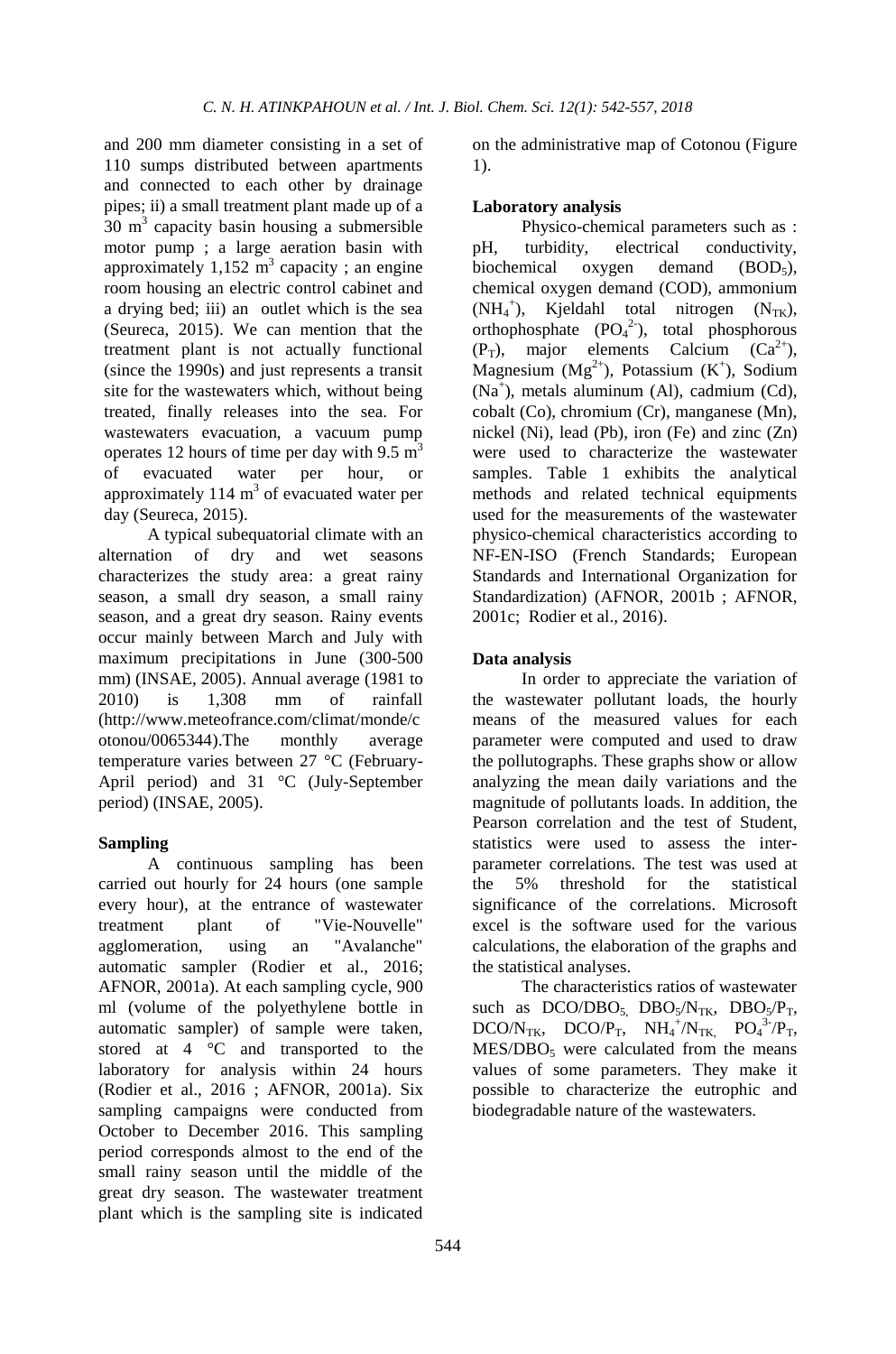and 200 mm diameter consisting in a set of 110 sumps distributed between apartments and connected to each other by drainage pipes; ii) a small treatment plant made up of a 30 $m^3$ capacity basin housing a submersible motor pump ; a large aeration basin with approximately 1,152 $m^3$ capacity ; an engine room housing an electric control cabinet and a drying bed; iii) an outlet which is the sea (Seureca, 2015). We can mention that the treatment plant is not actually functional (since the 1990s) and just represents a transit site for the wastewaters which, without being treated, finally releases into the sea. For wastewaters evacuation, a vacuum pump operates 12 hours of time per day with 9.5 $m^3$ of evacuated water per hour, or approximately 114 $m^3$ of evacuated water per day (Seureca, 2015).

A typical subequatorial climate with an alternation of dry and wet seasons characterizes the study area: a great rainy season, a small dry season, a small rainy season, and a great dry season. Rainy events occur mainly between March and July with maximum precipitations in June (300-500 mm) (INSAE, 2005). Annual average (1981 to 2010) is 1,308 mm of rainfall (http://www.meteofrance.com/climat/monde/cotonou/0065344).The monthly average temperature varies between 27 °C (February-April period) and 31 °C (July-September period) (INSAE, 2005).

### Sampling

A continuous sampling has been carried out hourly for 24 hours (one sample every hour), at the entrance of wastewater treatment plant of "Vie-Nouvelle" agglomeration, using an "Avalanche" automatic sampler (Rodier et al., 2016; AFNOR, 2001a). At each sampling cycle, 900 ml (volume of the polyethylene bottle in automatic sampler) of sample were taken, stored at 4 °C and transported to the laboratory for analysis within 24 hours (Rodier et al., 2016 ; AFNOR, 2001a). Six sampling campaigns were conducted from October to December 2016. This sampling period corresponds almost to the end of the small rainy season until the middle of the great dry season. The wastewater treatment plant which is the sampling site is indicated on the administrative map of Cotonou (Figure 1).

### Laboratory analysis

Physico-chemical parameters such as : pH, turbidity, electrical conductivity, biochemical oxygen demand ($BOD_5$), chemical oxygen demand (COD), ammonium ($NH_4^+$), Kjeldahl total nitrogen ($N_{TK}$), orthophosphate ($PO_4^{2-}$), total phosphorous ($P_T$), major elements Calcium ($Ca^{2+}$), Magnesium ($Mg^{2+}$), Potassium ($K^+$), Sodium ($Na^+$), metals aluminum (Al), cadmium (Cd), cobalt (Co), chromium (Cr), manganese (Mn), nickel (Ni), lead (Pb), iron (Fe) and zinc (Zn) were used to characterize the wastewater samples. Table 1 exhibits the analytical methods and related technical equipments used for the measurements of the wastewater physico-chemical characteristics according to NF-EN-ISO (French Standards; European Standards and International Organization for Standardization) (AFNOR, 2001b ; AFNOR, 2001c; Rodier et al., 2016).

### Data analysis

In order to appreciate the variation of the wastewater pollutant loads, the hourly means of the measured values for each parameter were computed and used to draw the pollutographs. These graphs show or allow analyzing the mean daily variations and the magnitude of pollutants loads. In addition, the Pearson correlation and the test of Student, statistics were used to assess the inter-parameter correlations. The test was used at the 5% threshold for the statistical significance of the correlations. Microsoft excel is the software used for the various calculations, the elaboration of the graphs and the statistical analyses.

The characteristics ratios of wastewater such as $DCO/DBO_5$, $DBO_5/N_{TK}$, $DBO_5/P_T$, $DCO/N_{TK}$, $DCO/P_T$, $NH_4^+/N_{TK}$, $PO_4^{3-}/P_T$, $MES/DBO_5$ were calculated from the means values of some parameters. They make it possible to characterize the eutrophic and biodegradable nature of the wastewaters.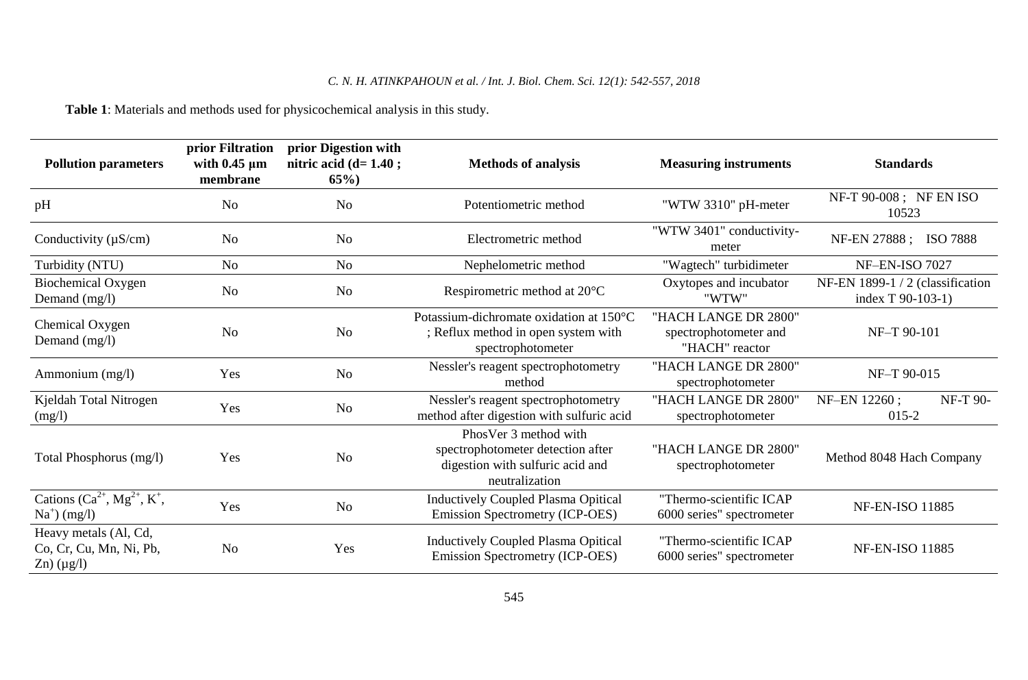**Table 1**: Materials and methods used for physicochemical analysis in this study.

| Pollution parameters | prior Filtration with 0.45 µm membrane | prior Digestion with nitric acid (d= 1.40 ; 65%) | Methods of analysis | Measuring instruments | Standards |
|---|---|---|---|---|---|
| pH | No | No | Potentiometric method | "WTW 3310" pH-meter | NF-T 90-008 ; NF EN ISO 10523 |
| Conductivity (µS/cm) | No | No | Electrometric method | "WTW 3401" conductivity-meter | NF-EN 27888 ; ISO 7888 |
| Turbidity (NTU) | No | No | Nephelometric method | "Wagtech" turbidimeter | NF–EN-ISO 7027 |
| Biochemical Oxygen Demand (mg/l) | No | No | Respirometric method at 20°C | Oxytopes and incubator "WTW" | NF-EN 1899-1 / 2 (classification index T 90-103-1) |
| Chemical Oxygen Demand (mg/l) | No | No | Potassium-dichromate oxidation at 150°C ; Reflux method in open system with spectrophotometer | "HACH LANGE DR 2800" spectrophotometer and "HACH" reactor | NF–T 90-101 |
| Ammonium (mg/l) | Yes | No | Nessler's reagent spectrophotometry method | "HACH LANGE DR 2800" spectrophotometer | NF–T 90-015 |
| Kjeldah Total Nitrogen (mg/l) | Yes | No | Nessler's reagent spectrophotometry method after digestion with sulfuric acid | "HACH LANGE DR 2800" spectrophotometer | NF–EN 12260 ; NF-T 90-015-2 |
| Total Phosphorus (mg/l) | Yes | No | PhosVer 3 method with spectrophotometer detection after digestion with sulfuric acid and neutralization | "HACH LANGE DR 2800" spectrophotometer | Method 8048 Hach Company |
| Cations ($Ca^{2+}$, $Mg^{2+}$, $K^{+}$, $Na^{+}$) (mg/l) | Yes | No | Inductively Coupled Plasma Opitical Emission Spectrometry (ICP-OES) | "Thermo-scientific ICAP 6000 series" spectrometer | NF-EN-ISO 11885 |
| Heavy metals (Al, Cd, Co, Cr, Cu, Mn, Ni, Pb, Zn) (µg/l) | No | Yes | Inductively Coupled Plasma Opitical Emission Spectrometry (ICP-OES) | "Thermo-scientific ICAP 6000 series" spectrometer | NF-EN-ISO 11885 |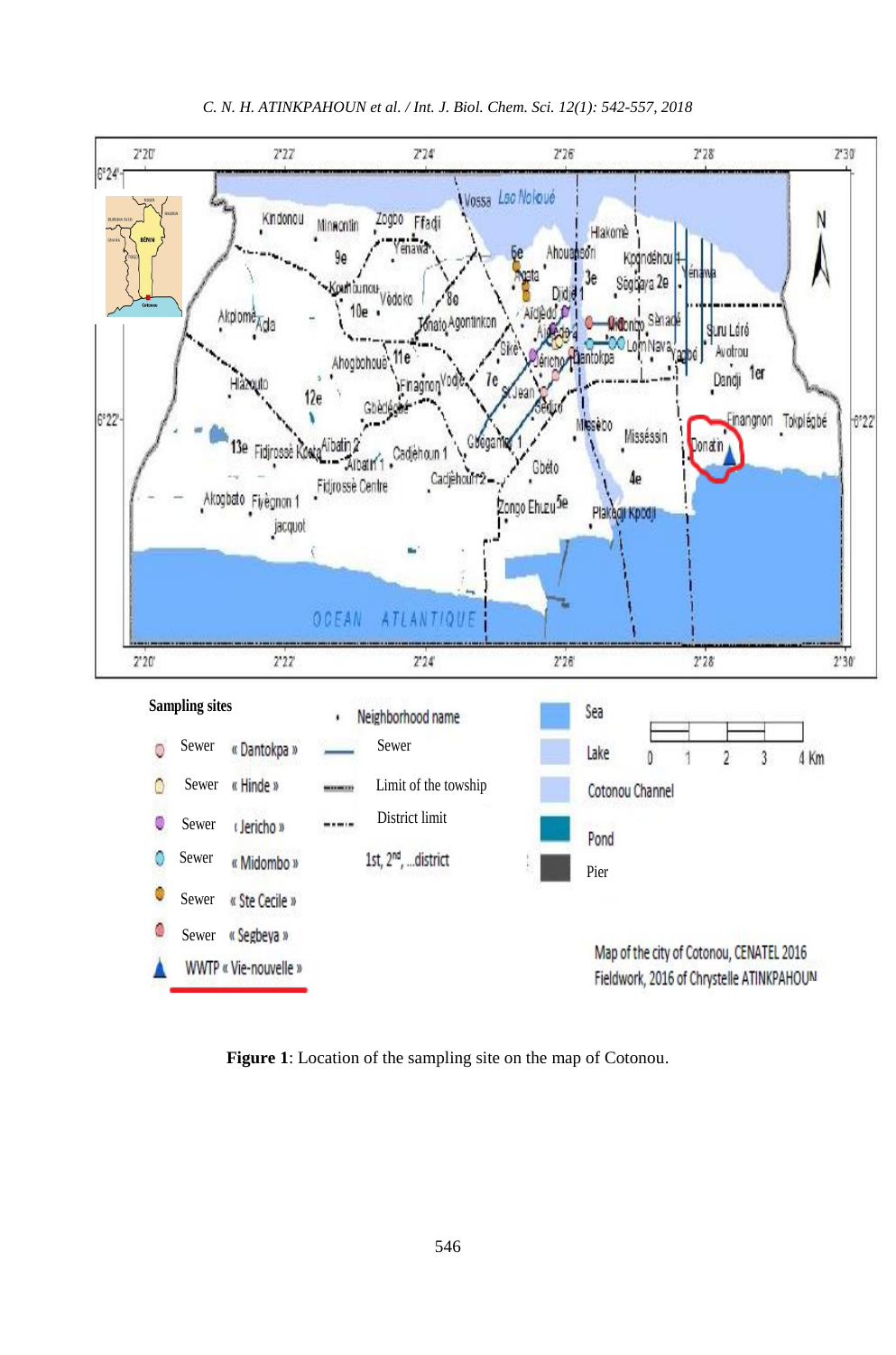**Figure 1**: Location of the sampling site on the map of Cotonou.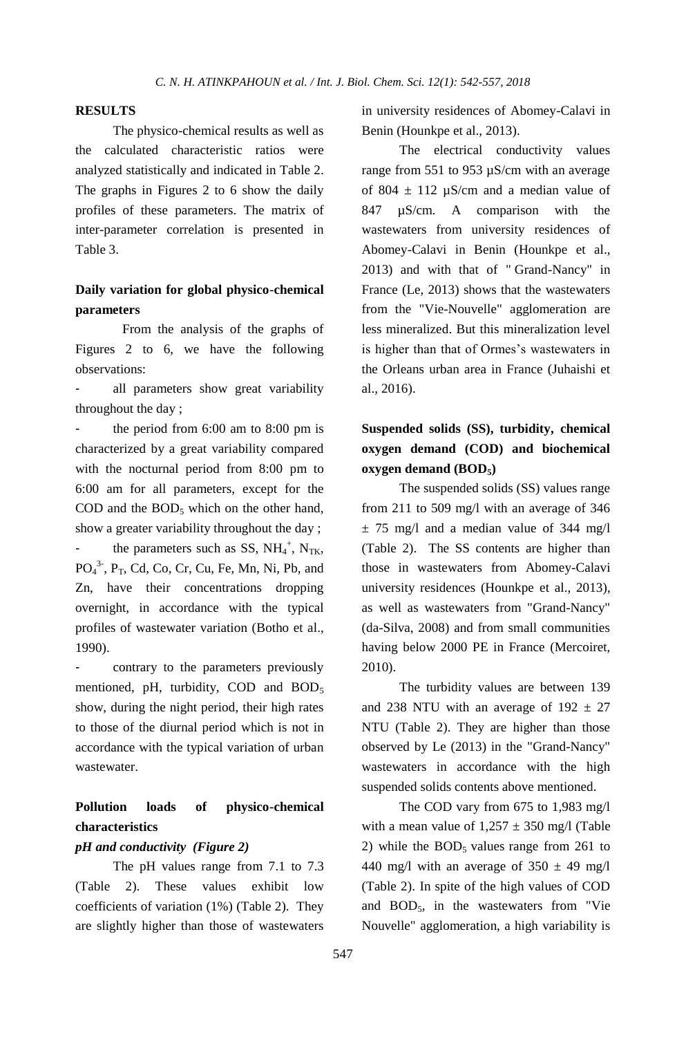## RESULTS

The physico-chemical results as well as the calculated characteristic ratios were analyzed statistically and indicated in Table 2. The graphs in Figures 2 to 6 show the daily profiles of these parameters. The matrix of inter-parameter correlation is presented in Table 3.

### Daily variation for global physico-chemical parameters

From the analysis of the graphs of Figures 2 to 6, we have the following observations:

- all parameters show great variability throughout the day ;
- the period from 6:00 am to 8:00 pm is characterized by a great variability compared with the nocturnal period from 8:00 pm to 6:00 am for all parameters, except for the COD and the $BOD_5$ which on the other hand, show a greater variability throughout the day ;
- the parameters such as SS, $NH_4^+$, $N_{TK}$, $PO_4^{3-}$, $P_T$, Cd, Co, Cr, Cu, Fe, Mn, Ni, Pb, and Zn, have their concentrations dropping overnight, in accordance with the typical profiles of wastewater variation (Botho et al., 1990).
- contrary to the parameters previously mentioned, pH, turbidity, COD and $BOD_5$ show, during the night period, their high rates to those of the diurnal period which is not in accordance with the typical variation of urban wastewater.

### Pollution loads of physico-chemical characteristics

#### *pH and conductivity (Figure 2)*

The pH values range from 7.1 to 7.3 (Table 2). These values exhibit low coefficients of variation (1%) (Table 2). They are slightly higher than those of wastewaters in university residences of Abomey-Calavi in Benin (Hounkpe et al., 2013).

The electrical conductivity values range from 551 to 953 µS/cm with an average of 804 ± 112 µS/cm and a median value of 847 µS/cm. A comparison with the wastewaters from university residences of Abomey-Calavi in Benin (Hounkpe et al., 2013) and with that of " Grand-Nancy" in France (Le, 2013) shows that the wastewaters from the "Vie-Nouvelle" agglomeration are less mineralized. But this mineralization level is higher than that of Ormes's wastewaters in the Orleans urban area in France (Juhaishi et al., 2016).

### Suspended solids (SS), turbidity, chemical oxygen demand (COD) and biochemical oxygen demand ($BOD_5$)

The suspended solids (SS) values range from 211 to 509 mg/l with an average of 346 ± 75 mg/l and a median value of 344 mg/l (Table 2). The SS contents are higher than those in wastewaters from Abomey-Calavi university residences (Hounkpe et al., 2013), as well as wastewaters from "Grand-Nancy" (da-Silva, 2008) and from small communities having below 2000 PE in France (Mercoiret, 2010).

The turbidity values are between 139 and 238 NTU with an average of 192 ± 27 NTU (Table 2). They are higher than those observed by Le (2013) in the "Grand-Nancy" wastewaters in accordance with the high suspended solids contents above mentioned.

The COD vary from 675 to 1,983 mg/l with a mean value of 1,257 ± 350 mg/l (Table 2) while the $BOD_5$ values range from 261 to 440 mg/l with an average of 350 ± 49 mg/l (Table 2). In spite of the high values of COD and $BOD_5$, in the wastewaters from "Vie Nouvelle" agglomeration, a high variability is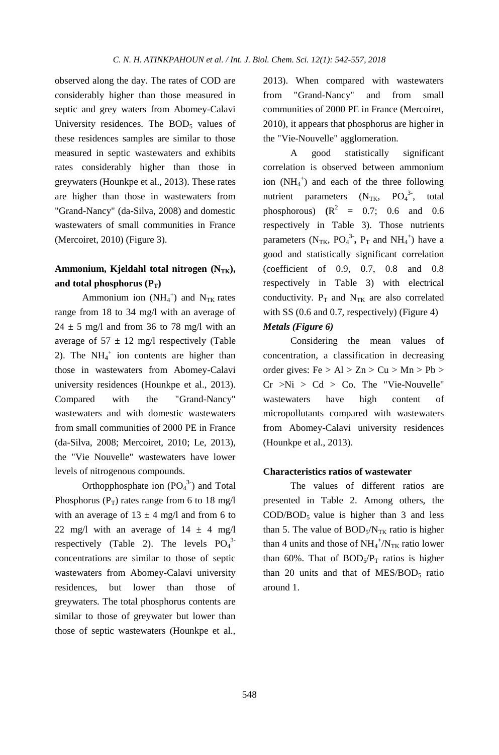observed along the day. The rates of COD are considerably higher than those measured in septic and grey waters from Abomey-Calavi University residences. The $BOD_5$ values of these residences samples are similar to those measured in septic wastewaters and exhibits rates considerably higher than those in greywaters (Hounkpe et al., 2013). These rates are higher than those in wastewaters from "Grand-Nancy" (da-Silva, 2008) and domestic wastewaters of small communities in France (Mercoiret, 2010) (Figure 3).

### Ammonium, Kjeldahl total nitrogen ($N_{TK}$), and total phosphorus ($P_T$)

Ammonium ion ($NH_4^+$) and $N_{TK}$ rates range from 18 to 34 mg/l with an average of $24 \pm 5$ mg/l and from 36 to 78 mg/l with an average of $57 \pm 12$ mg/l respectively (Table 2). The $NH_4^+$ ion contents are higher than those in wastewaters from Abomey-Calavi university residences (Hounkpe et al., 2013). Compared with the "Grand-Nancy" wastewaters and with domestic wastewaters from small communities of 2000 PE in France (da-Silva, 2008; Mercoiret, 2010; Le, 2013), the "Vie Nouvelle" wastewaters have lower levels of nitrogenous compounds.

Orthopphosphate ion ($PO_4^{3-}$) and Total Phosphorus ($P_T$) rates range from 6 to 18 mg/l with an average of $13 \pm 4$ mg/l and from 6 to 22 mg/l with an average of $14 \pm 4$ mg/l respectively (Table 2). The levels $PO_4^{3-}$ concentrations are similar to those of septic wastewaters from Abomey-Calavi university residences, but lower than those of greywaters. The total phosphorus contents are similar to those of greywater but lower than those of septic wastewaters (Hounkpe et al., 2013). When compared with wastewaters from "Grand-Nancy" and from small communities of 2000 PE in France (Mercoiret, 2010), it appears that phosphorus are higher in the "Vie-Nouvelle" agglomeration.

A good statistically significant correlation is observed between ammonium ion ($NH_4^+$) and each of the three following nutrient parameters ($N_{TK}$, $PO_4^{3-}$, total phosphorous) ($R^2$ = 0.7; 0.6 and 0.6 respectively in Table 3). Those nutrients parameters ($N_{TK}$, $PO_4^{3-}$, $P_T$ and $NH_4^+$) have a good and statistically significant correlation (coefficient of 0.9, 0.7, 0.8 and 0.8 respectively in Table 3) with electrical conductivity. $P_T$ and $N_{TK}$ are also correlated with SS (0.6 and 0.7, respectively) (Figure 4)

***Metals (Figure 6)***

Considering the mean values of concentration, a classification in decreasing order gives: Fe > Al > Zn > Cu > Mn > Pb > Cr >Ni > Cd > Co. The "Vie-Nouvelle" wastewaters have high content of micropollutants compared with wastewaters from Abomey-Calavi university residences (Hounkpe et al., 2013).

### Characteristics ratios of wastewater

The values of different ratios are presented in Table 2. Among others, the $COD/BOD_5$ value is higher than 3 and less than 5. The value of $BOD_5/N_{TK}$ ratio is higher than 4 units and those of $NH_4^+/N_{TK}$ ratio lower than 60%. That of $BOD_5/P_T$ ratios is higher than 20 units and that of $MES/BOD_5$ ratio around 1.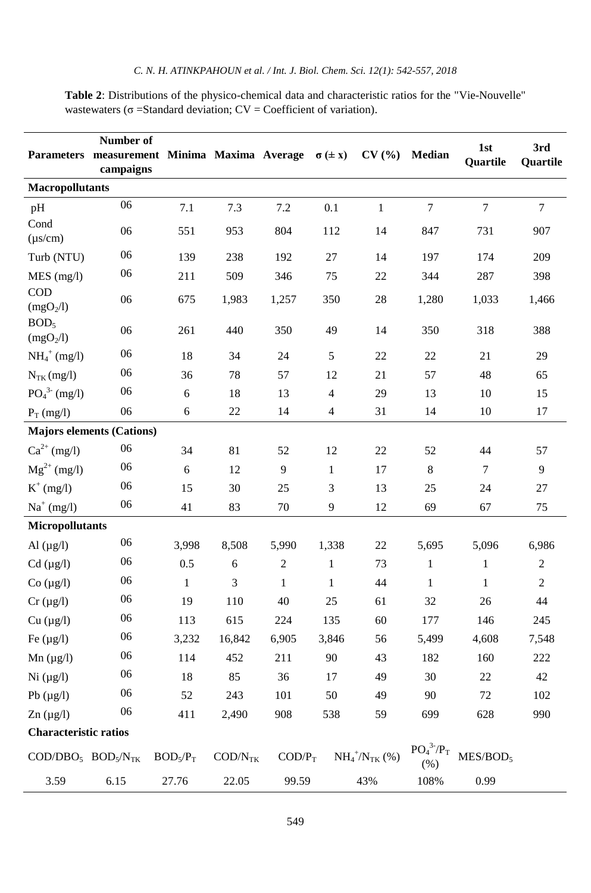**Table 2**: Distributions of the physico-chemical data and characteristic ratios for the "Vie-Nouvelle" wastewaters (σ =Standard deviation; CV = Coefficient of variation).

| Parameters | Number of measurement campaigns | Minima | Maxima | Average | σ (± x) | CV (%) | Median | 1st Quartile | 3rd Quartile |
|---|---|---|---|---|---|---|---|---|---|
| **Macropollutants** | | | | | | | | | |
| pH | 06 | 7.1 | 7.3 | 7.2 | 0.1 | 1 | 7 | 7 | 7 |
| Cond (µs/cm) | 06 | 551 | 953 | 804 | 112 | 14 | 847 | 731 | 907 |
| Turb (NTU) | 06 | 139 | 238 | 192 | 27 | 14 | 197 | 174 | 209 |
| MES (mg/l) | 06 | 211 | 509 | 346 | 75 | 22 | 344 | 287 | 398 |
| COD ($mgO_2$/l) | 06 | 675 | 1,983 | 1,257 | 350 | 28 | 1,280 | 1,033 | 1,466 |
| $BOD_5$ ($mgO_2$/l) | 06 | 261 | 440 | 350 | 49 | 14 | 350 | 318 | 388 |
| $NH_4^+$ (mg/l) | 06 | 18 | 34 | 24 | 5 | 22 | 22 | 21 | 29 |
| $N_{TK}$ (mg/l) | 06 | 36 | 78 | 57 | 12 | 21 | 57 | 48 | 65 |
| $PO_4^{3-}$ (mg/l) | 06 | 6 | 18 | 13 | 4 | 29 | 13 | 10 | 15 |
| $P_T$ (mg/l) | 06 | 6 | 22 | 14 | 4 | 31 | 14 | 10 | 17 |
| **Majors elements (Cations)** | | | | | | | | | |
| $Ca^{2+}$ (mg/l) | 06 | 34 | 81 | 52 | 12 | 22 | 52 | 44 | 57 |
| $Mg^{2+}$ (mg/l) | 06 | 6 | 12 | 9 | 1 | 17 | 8 | 7 | 9 |
| $K^+$ (mg/l) | 06 | 15 | 30 | 25 | 3 | 13 | 25 | 24 | 27 |
| $Na^+$ (mg/l) | 06 | 41 | 83 | 70 | 9 | 12 | 69 | 67 | 75 |
| **Micropollutants** | | | | | | | | | |
| Al (µg/l) | 06 | 3,998 | 8,508 | 5,990 | 1,338 | 22 | 5,695 | 5,096 | 6,986 |
| Cd (µg/l) | 06 | 0.5 | 6 | 2 | 1 | 73 | 1 | 1 | 2 |
| Co (µg/l) | 06 | 1 | 3 | 1 | 1 | 44 | 1 | 1 | 2 |
| Cr (µg/l) | 06 | 19 | 110 | 40 | 25 | 61 | 32 | 26 | 44 |
| Cu (µg/l) | 06 | 113 | 615 | 224 | 135 | 60 | 177 | 146 | 245 |
| Fe (µg/l) | 06 | 3,232 | 16,842 | 6,905 | 3,846 | 56 | 5,499 | 4,608 | 7,548 |
| Mn (µg/l) | 06 | 114 | 452 | 211 | 90 | 43 | 182 | 160 | 222 |
| Ni (µg/l) | 06 | 18 | 85 | 36 | 17 | 49 | 30 | 22 | 42 |
| Pb (µg/l) | 06 | 52 | 243 | 101 | 50 | 49 | 90 | 72 | 102 |
| Zn (µg/l) | 06 | 411 | 2,490 | 908 | 538 | 59 | 699 | 628 | 990 |

**Characteristic ratios**

| $COD/DBO_5$ | $BOD_5/N_{TK}$ | $BOD_5/P_T$ | $COD/N_{TK}$ | $COD/P_T$ | $NH_4^+/N_{TK}$ (%) | $PO_4^{3-}/P_T$ (%) | $MES/BOD_5$ |
|---|---|---|---|---|---|---|---|
| 3.59 | 6.15 | 27.76 | 22.05 | 99.59 | 43% | 108% | 0.99 |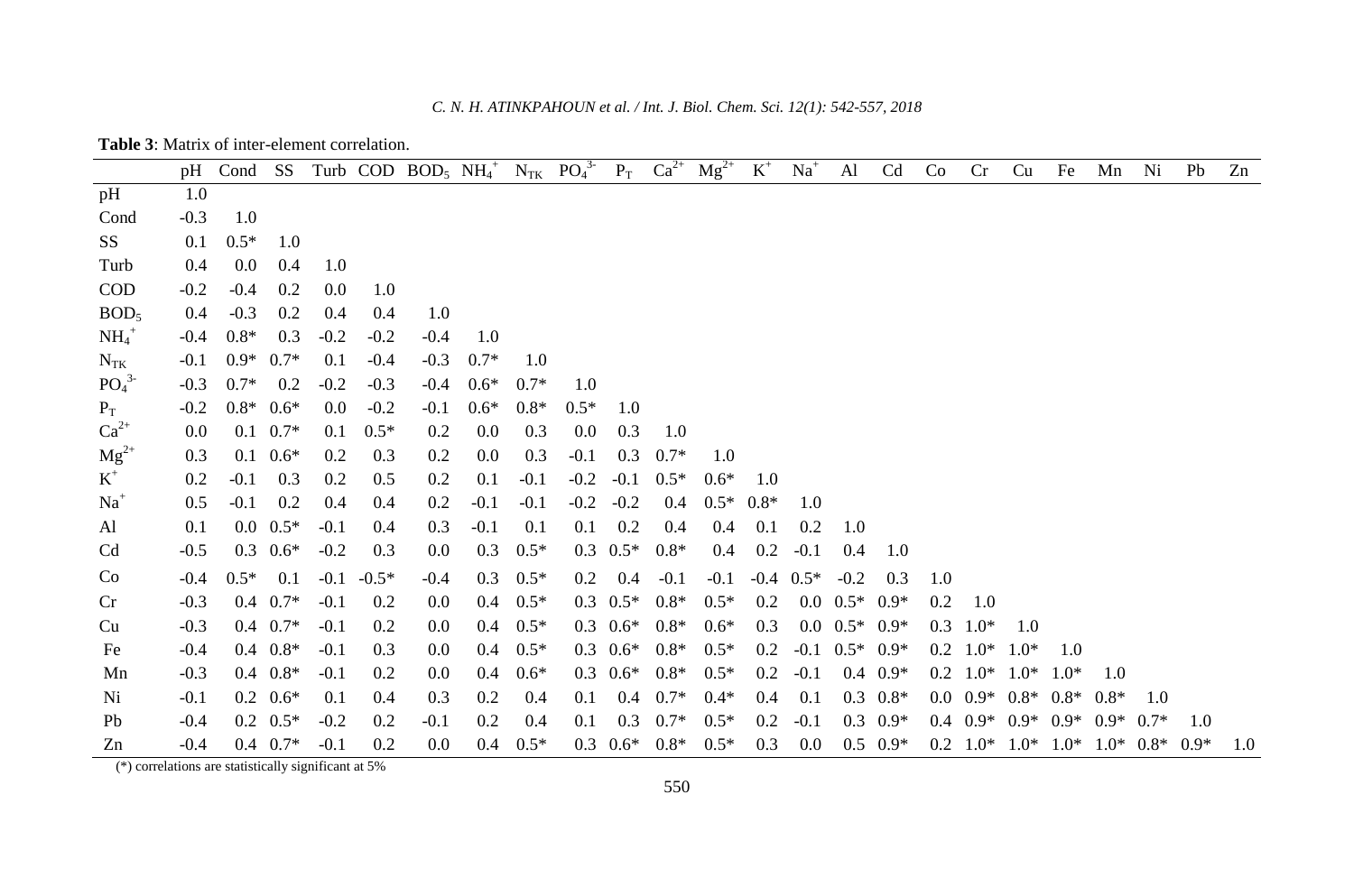**Table 3**: Matrix of inter-element correlation.

| | pH | Cond | SS | Turb | COD | $BOD_5$ | $NH_4^+$ | $N_{TK}$ | $PO_4^{3-}$ | $P_T$ | $Ca^{2+}$ | $Mg^{2+}$ | $K^+$ | $Na^+$ | Al | Cd | Co | Cr | Cu | Fe | Mn | Ni | Pb | Zn |
|---|---|---|---|---|---|---|---|---|---|---|---|---|---|---|---|---|---|---|---|---|---|---|---|---|
| pH | 1.0 | | | | | | | | | | | | | | | | | | | | | | | |
| Cond | -0.3 | 1.0 | | | | | | | | | | | | | | | | | | | | | | |
| SS | 0.1 | 0.5* | 1.0 | | | | | | | | | | | | | | | | | | | | | |
| Turb | 0.4 | 0.0 | 0.4 | 1.0 | | | | | | | | | | | | | | | | | | | | |
| COD | -0.2 | -0.4 | 0.2 | 0.0 | 1.0 | | | | | | | | | | | | | | | | | | | |
| $BOD_5$ | 0.4 | -0.3 | 0.2 | 0.4 | 0.4 | 1.0 | | | | | | | | | | | | | | | | | | |
| $NH_4^+$ | -0.4 | 0.8* | 0.3 | -0.2 | -0.2 | -0.4 | 1.0 | | | | | | | | | | | | | | | | | |
| $N_{TK}$ | -0.1 | 0.9* | 0.7* | 0.1 | -0.4 | -0.3 | 0.7* | 1.0 | | | | | | | | | | | | | | | | |
| $PO_4^{3-}$ | -0.3 | 0.7* | 0.2 | -0.2 | -0.3 | -0.4 | 0.6* | 0.7* | 1.0 | | | | | | | | | | | | | | | |
| $P_T$ | -0.2 | 0.8* | 0.6* | 0.0 | -0.2 | -0.1 | 0.6* | 0.8* | 0.5* | 1.0 | | | | | | | | | | | | | | |
| $Ca^{2+}$ | 0.0 | 0.1 | 0.7* | 0.1 | 0.5* | 0.2 | 0.0 | 0.3 | 0.0 | 0.3 | 1.0 | | | | | | | | | | | | | |
| $Mg^{2+}$ | 0.3 | 0.1 | 0.6* | 0.2 | 0.3 | 0.2 | 0.0 | 0.3 | -0.1 | 0.3 | 0.7* | 1.0 | | | | | | | | | | | | |
| $K^+$ | 0.2 | -0.1 | 0.3 | 0.2 | 0.5 | 0.2 | 0.1 | -0.1 | -0.2 | -0.1 | 0.5* | 0.6* | 1.0 | | | | | | | | | | | |
| $Na^+$ | 0.5 | -0.1 | 0.2 | 0.4 | 0.4 | 0.2 | -0.1 | -0.1 | -0.2 | -0.2 | 0.4 | 0.5* | 0.8* | 1.0 | | | | | | | | | | |
| Al | 0.1 | 0.0 | 0.5* | -0.1 | 0.4 | 0.3 | -0.1 | 0.1 | 0.1 | 0.2 | 0.4 | 0.4 | 0.1 | 0.2 | 1.0 | | | | | | | | | |
| Cd | -0.5 | 0.3 | 0.6* | -0.2 | 0.3 | 0.0 | 0.3 | 0.5* | 0.3 | 0.5* | 0.8* | 0.4 | 0.2 | -0.1 | 0.4 | 1.0 | | | | | | | | |
| Co | -0.4 | 0.5* | 0.1 | -0.1 | -0.5* | -0.4 | 0.3 | 0.5* | 0.2 | 0.4 | -0.1 | -0.1 | -0.4 | 0.5* | -0.2 | 0.3 | 1.0 | | | | | | | |
| Cr | -0.3 | 0.4 | 0.7* | -0.1 | 0.2 | 0.0 | 0.4 | 0.5* | 0.3 | 0.5* | 0.8* | 0.5* | 0.2 | 0.0 | 0.5* | 0.9* | 0.2 | 1.0 | | | | | | |
| Cu | -0.3 | 0.4 | 0.7* | -0.1 | 0.2 | 0.0 | 0.4 | 0.5* | 0.3 | 0.6* | 0.8* | 0.6* | 0.3 | 0.0 | 0.5* | 0.9* | 0.3 | 1.0* | 1.0 | | | | | |
| Fe | -0.4 | 0.4 | 0.8* | -0.1 | 0.3 | 0.0 | 0.4 | 0.5* | 0.3 | 0.6* | 0.8* | 0.5* | 0.2 | -0.1 | 0.5* | 0.9* | 0.2 | 1.0* | 1.0* | 1.0 | | | | |
| Mn | -0.3 | 0.4 | 0.8* | -0.1 | 0.2 | 0.0 | 0.4 | 0.6* | 0.3 | 0.6* | 0.8* | 0.5* | 0.2 | -0.1 | 0.4 | 0.9* | 0.2 | 1.0* | 1.0* | 1.0* | 1.0 | | | |
| Ni | -0.1 | 0.2 | 0.6* | 0.1 | 0.4 | 0.3 | 0.2 | 0.4 | 0.1 | 0.4 | 0.7* | 0.4* | 0.4 | 0.1 | 0.3 | 0.8* | 0.0 | 0.9* | 0.8* | 0.8* | 0.8* | 1.0 | | |
| Pb | -0.4 | 0.2 | 0.5* | -0.2 | 0.2 | -0.1 | 0.2 | 0.4 | 0.1 | 0.3 | 0.7* | 0.5* | 0.2 | -0.1 | 0.3 | 0.9* | 0.4 | 0.9* | 0.9* | 0.9* | 0.9* | 0.7* | 1.0 | |
| Zn | -0.4 | 0.4 | 0.7* | -0.1 | 0.2 | 0.0 | 0.4 | 0.5* | 0.3 | 0.6* | 0.8* | 0.5* | 0.3 | 0.0 | 0.5 | 0.9* | 0.2 | 1.0* | 1.0* | 1.0* | 1.0* | 0.8* | 0.9* | 1.0 |

(*) correlations are statistically significant at 5%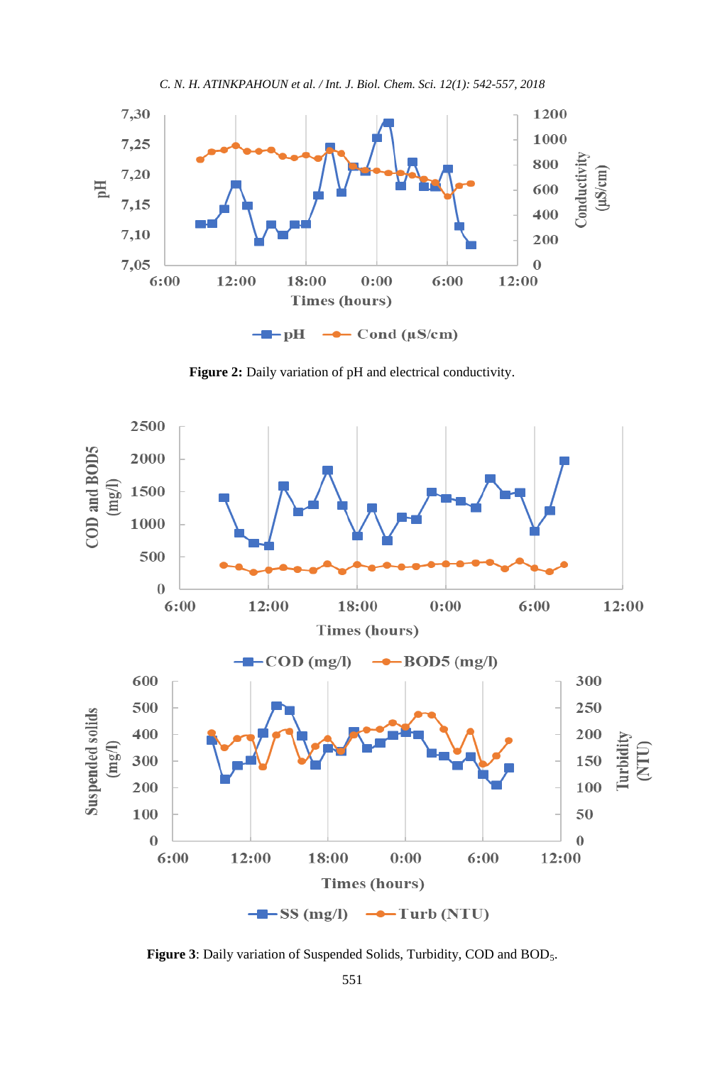**Figure 2:** Daily variation of pH and electrical conductivity.

**Figure 3**: Daily variation of Suspended Solids, Turbidity, COD and $BOD_5$.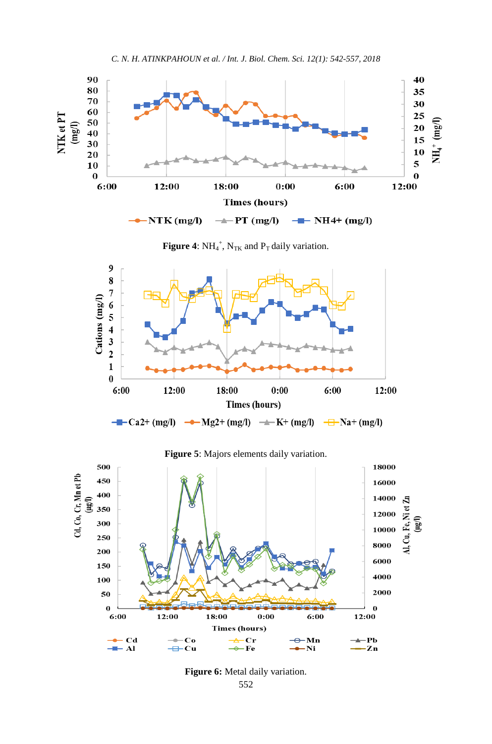Figure 4: $NH_4^+$, $N_{TK}$ and $P_T$ daily variation.

Figure 5: Majors elements daily variation.

Figure 6: Metal daily variation.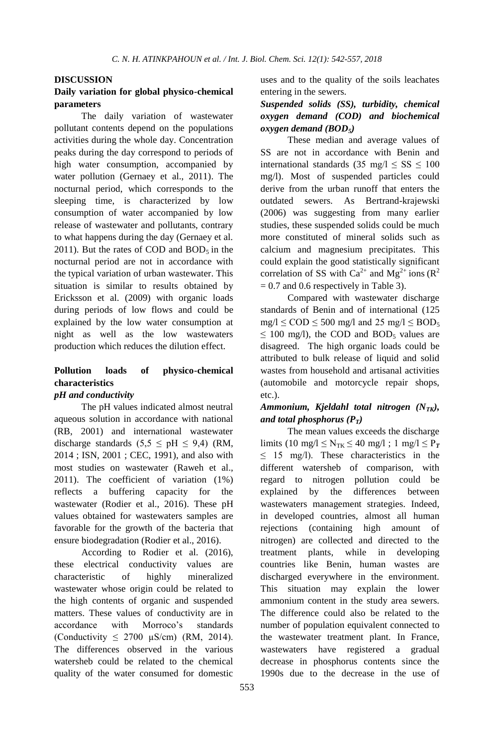## DISCUSSION

### Daily variation for global physico-chemical parameters

The daily variation of wastewater pollutant contents depend on the populations activities during the whole day. Concentration peaks during the day correspond to periods of high water consumption, accompanied by water pollution (Gernaey et al., 2011). The nocturnal period, which corresponds to the sleeping time, is characterized by low consumption of water accompanied by low release of wastewater and pollutants, contrary to what happens during the day (Gernaey et al. 2011). But the rates of COD and $BOD_5$ in the nocturnal period are not in accordance with the typical variation of urban wastewater. This situation is similar to results obtained by Ericksson et al. (2009) with organic loads during periods of low flows and could be explained by the low water consumption at night as well as the low wastewaters production which reduces the dilution effect.

### Pollution loads of physico-chemical characteristics

#### *pH and conductivity*

The pH values indicated almost neutral aqueous solution in accordance with national (RB, 2001) and international wastewater discharge standards ($5,5 \leq pH \leq 9,4$) (RM, 2014 ; ISN, 2001 ; CEC, 1991), and also with most studies on wastewater (Raweh et al., 2011). The coefficient of variation (1%) reflects a buffering capacity for the wastewater (Rodier et al., 2016). These pH values obtained for wastewaters samples are favorable for the growth of the bacteria that ensure biodegradation (Rodier et al., 2016).

According to Rodier et al. (2016), these electrical conductivity values are characteristic of highly mineralized wastewater whose origin could be related to the high contents of organic and suspended matters. These values of conductivity are in accordance with Morroco's standards (Conductivity $\leq$ 2700 µS/cm) (RM, 2014). The differences observed in the various watersheb could be related to the chemical quality of the water consumed for domestic uses and to the quality of the soils leachates entering in the sewers.

#### *Suspended solids (SS), turbidity, chemical oxygen demand (COD) and biochemical oxygen demand ($BOD_5$)*

These median and average values of SS are not in accordance with Benin and international standards (35 mg/l $\leq$ SS $\leq$ 100 mg/l). Most of suspended particles could derive from the urban runoff that enters the outdated sewers. As Bertrand-krajewski (2006) was suggesting from many earlier studies, these suspended solids could be much more constituted of mineral solids such as calcium and magnesium precipitates. This could explain the good statistically significant correlation of SS with $Ca^{2+}$ and $Mg^{2+}$ ions ($R^2$ = 0.7 and 0.6 respectively in Table 3).

Compared with wastewater discharge standards of Benin and of international (125 mg/l $\leq$ COD $\leq$ 500 mg/l and 25 mg/l $\leq$ $BOD_5$ $\leq$ 100 mg/l), the COD and $BOD_5$ values are disagreed. The high organic loads could be attributed to bulk release of liquid and solid wastes from household and artisanal activities (automobile and motorcycle repair shops, etc.).

#### *Ammonium, Kjeldahl total nitrogen ($N_{TK}$), and total phosphorus ($P_T$)*

The mean values exceeds the discharge limits (10 mg/l $\leq N_{TK} \leq$ 40 mg/l ; 1 mg/l $\leq P_T$ $\leq$ 15 mg/l). These characteristics in the different watersheb of comparison, with regard to nitrogen pollution could be explained by the differences between wastewaters management strategies. Indeed, in developed countries, almost all human rejections (containing high amount of nitrogen) are collected and directed to the treatment plants, while in developing countries like Benin, human wastes are discharged everywhere in the environment. This situation may explain the lower ammonium content in the study area sewers. The difference could also be related to the number of population equivalent connected to the wastewater treatment plant. In France, wastewaters have registered a gradual decrease in phosphorus contents since the 1990s due to the decrease in the use of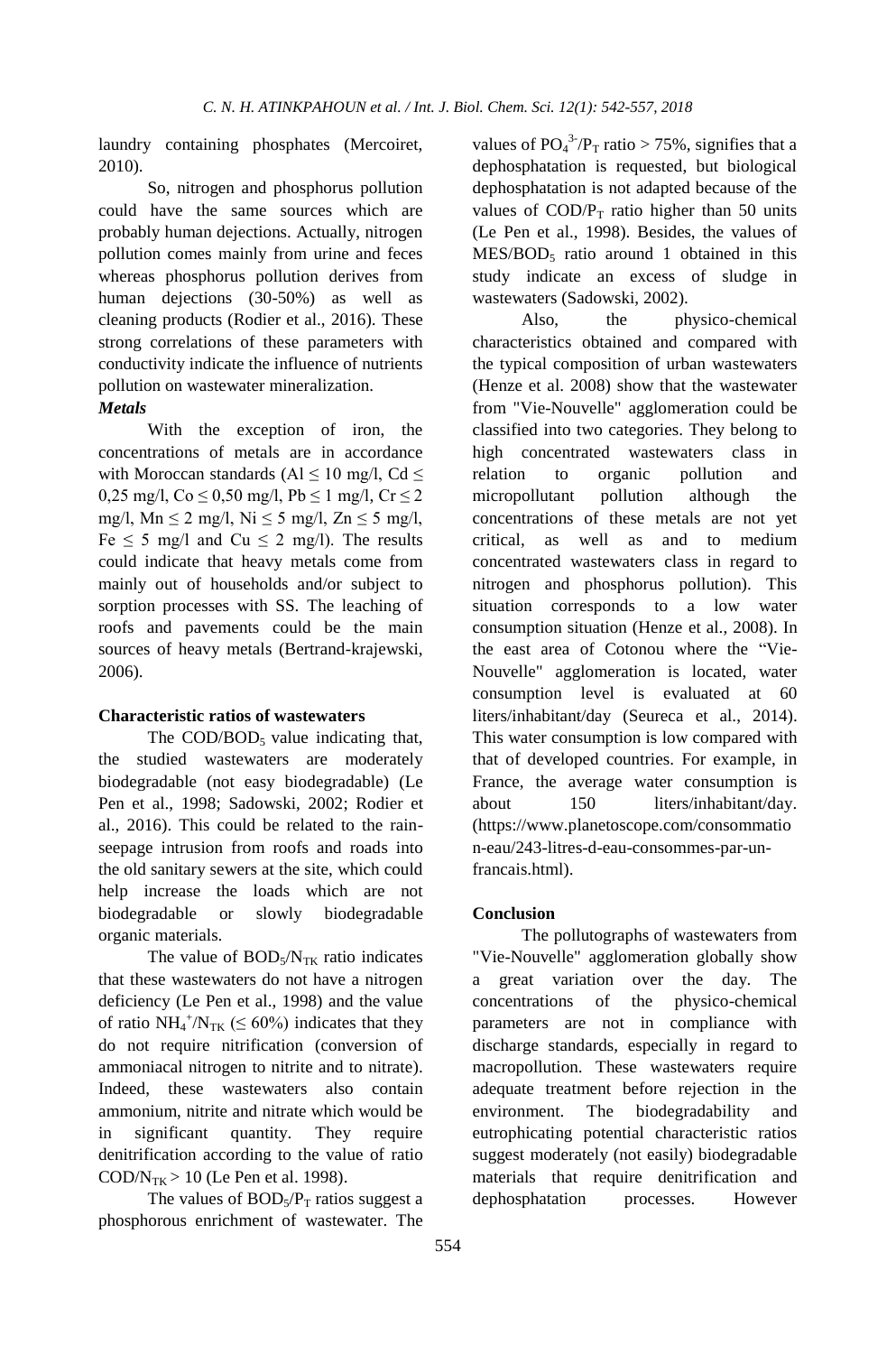laundry containing phosphates (Mercoiret, 2010).

So, nitrogen and phosphorus pollution could have the same sources which are probably human dejections. Actually, nitrogen pollution comes mainly from urine and feces whereas phosphorus pollution derives from human dejections (30-50%) as well as cleaning products (Rodier et al., 2016). These strong correlations of these parameters with conductivity indicate the influence of nutrients pollution on wastewater mineralization.

***Metals***

With the exception of iron, the concentrations of metals are in accordance with Moroccan standards (Al ≤ 10 mg/l, Cd ≤ 0,25 mg/l, Co ≤ 0,50 mg/l, Pb ≤ 1 mg/l, Cr ≤ 2 mg/l, Mn ≤ 2 mg/l, Ni ≤ 5 mg/l, Zn ≤ 5 mg/l, Fe ≤ 5 mg/l and Cu ≤ 2 mg/l). The results could indicate that heavy metals come from mainly out of households and/or subject to sorption processes with SS. The leaching of roofs and pavements could be the main sources of heavy metals (Bertrand-krajewski, 2006).

**Characteristic ratios of wastewaters**

The $COD/BOD_5$ value indicating that, the studied wastewaters are moderately biodegradable (not easy biodegradable) (Le Pen et al., 1998; Sadowski, 2002; Rodier et al., 2016). This could be related to the rain-seepage intrusion from roofs and roads into the old sanitary sewers at the site, which could help increase the loads which are not biodegradable or slowly biodegradable organic materials.

The value of $BOD_5/N_{TK}$ ratio indicates that these wastewaters do not have a nitrogen deficiency (Le Pen et al., 1998) and the value of ratio $NH_4^+/N_{TK}$ (≤ 60%) indicates that they do not require nitrification (conversion of ammoniacal nitrogen to nitrite and to nitrate). Indeed, these wastewaters also contain ammonium, nitrite and nitrate which would be in significant quantity. They require denitrification according to the value of ratio $COD/N_{TK} > 10$ (Le Pen et al. 1998).

The values of $BOD_5/P_T$ ratios suggest a phosphorous enrichment of wastewater. The values of $PO_4^{3-}/P_T$ ratio > 75%, signifies that a dephosphatation is requested, but biological dephosphatation is not adapted because of the values of $COD/P_T$ ratio higher than 50 units (Le Pen et al., 1998). Besides, the values of $MES/BOD_5$ ratio around 1 obtained in this study indicate an excess of sludge in wastewaters (Sadowski, 2002).

Also, the physico-chemical characteristics obtained and compared with the typical composition of urban wastewaters (Henze et al. 2008) show that the wastewater from "Vie-Nouvelle" agglomeration could be classified into two categories. They belong to high concentrated wastewaters class in relation to organic pollution and micropollutant pollution although the concentrations of these metals are not yet critical, as well as and to medium concentrated wastewaters class in regard to nitrogen and phosphorus pollution). This situation corresponds to a low water consumption situation (Henze et al., 2008). In the east area of Cotonou where the "Vie-Nouvelle" agglomeration is located, water consumption level is evaluated at 60 liters/inhabitant/day (Seureca et al., 2014). This water consumption is low compared with that of developed countries. For example, in France, the average water consumption is about 150 liters/inhabitant/day. (https://www.planetoscope.com/consommation-eau/243-litres-d-eau-consommes-par-un-francais.html).

**Conclusion**

The pollutographs of wastewaters from "Vie-Nouvelle" agglomeration globally show a great variation over the day. The concentrations of the physico-chemical parameters are not in compliance with discharge standards, especially in regard to macropollution. These wastewaters require adequate treatment before rejection in the environment. The biodegradability and eutrophicating potential characteristic ratios suggest moderately (not easily) biodegradable materials that require denitrification and dephosphatation processes. However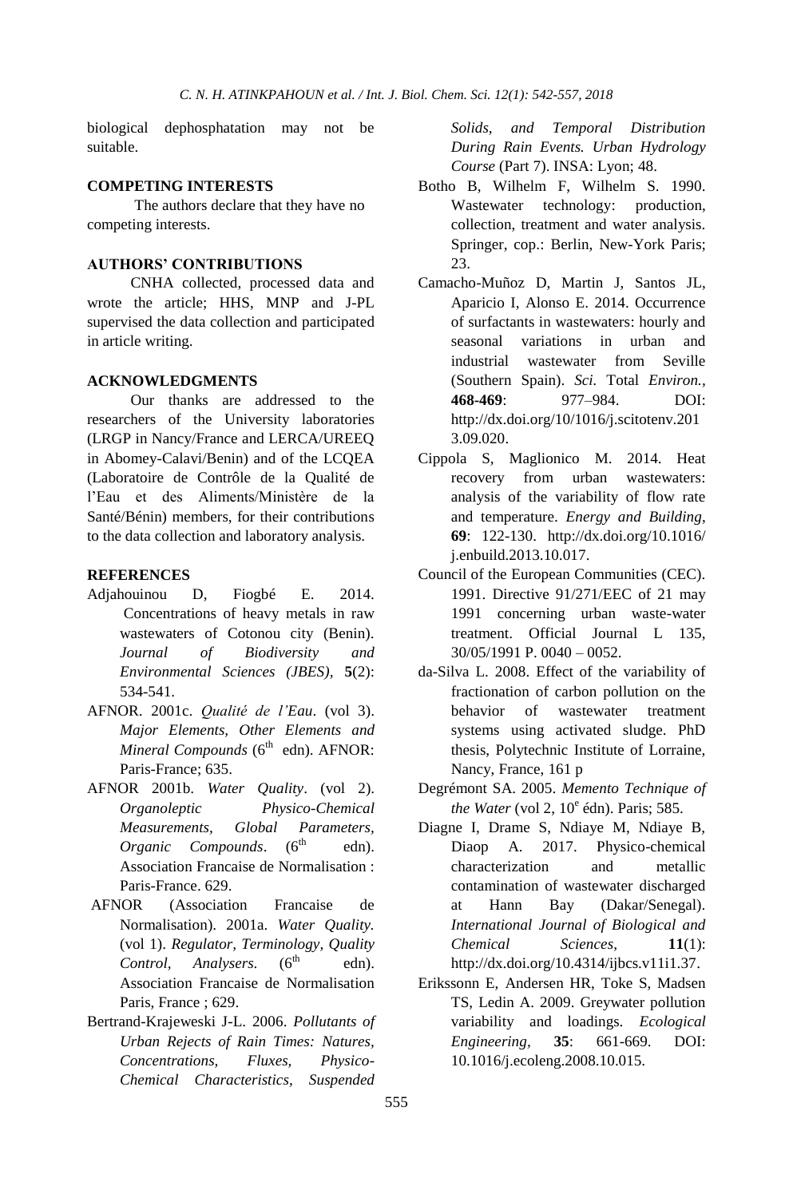biological dephosphatation may not be suitable.

## COMPETING INTERESTS

The authors declare that they have no competing interests.

## AUTHORS' CONTRIBUTIONS

CNHA collected, processed data and wrote the article; HHS, MNP and J-PL supervised the data collection and participated in article writing.

## ACKNOWLEDGMENTS

Our thanks are addressed to the researchers of the University laboratories (LRGP in Nancy/France and LERCA/UREEQ in Abomey-Calavi/Benin) and of the LCQEA (Laboratoire de Contrôle de la Qualité de l'Eau et des Aliments/Ministère de la Santé/Bénin) members, for their contributions to the data collection and laboratory analysis.

## REFERENCES

Adjahouinou D, Fiogbé E. 2014. Concentrations of heavy metals in raw wastewaters of Cotonou city (Benin). *Journal of Biodiversity and Environmental Sciences (JBES)*, **5**(2): 534-541.

AFNOR. 2001c. *Qualité de l'Eau*. (vol 3). *Major Elements, Other Elements and Mineral Compounds* (6th edn). AFNOR: Paris-France; 635.

AFNOR 2001b. *Water Quality*. (vol 2). *Organoleptic Physico-Chemical Measurements, Global Parameters, Organic Compounds*. (6th edn). Association Francaise de Normalisation : Paris-France. 629.

AFNOR (Association Francaise de Normalisation). 2001a. *Water Quality.* (vol 1). *Regulator, Terminology, Quality Control, Analysers.* (6th edn). Association Francaise de Normalisation Paris, France ; 629.

Bertrand-Krajeweski J-L. 2006. *Pollutants of Urban Rejects of Rain Times: Natures, Concentrations, Fluxes, Physico-Chemical Characteristics, Suspended Solids, and Temporal Distribution During Rain Events. Urban Hydrology Course* (Part 7). INSA: Lyon; 48.

Botho B, Wilhelm F, Wilhelm S. 1990. Wastewater technology: production, collection, treatment and water analysis. Springer, cop.: Berlin, New-York Paris; 23.

Camacho-Muñoz D, Martin J, Santos JL, Aparicio I, Alonso E. 2014. Occurrence of surfactants in wastewaters: hourly and seasonal variations in urban and industrial wastewater from Seville (Southern Spain). *Sci.* Total *Environ.*, **468-469**: 977–984. DOI: http://dx.doi.org/10/1016/j.scitotenv.2013.09.020.

Cippola S, Maglionico M. 2014. Heat recovery from urban wastewaters: analysis of the variability of flow rate and temperature. *Energy and Building*, **69**: 122-130. http://dx.doi.org/10.1016/j.enbuild.2013.10.017.

Council of the European Communities (CEC). 1991. Directive 91/271/EEC of 21 may 1991 concerning urban waste-water treatment. Official Journal L 135, 30/05/1991 P. 0040 – 0052.

da-Silva L. 2008. Effect of the variability of fractionation of carbon pollution on the behavior of wastewater treatment systems using activated sludge. PhD thesis, Polytechnic Institute of Lorraine, Nancy, France, 161 p

Degrémont SA. 2005. *Memento Technique of the Water* (vol 2, 10e édn). Paris; 585.

Diagne I, Drame S, Ndiaye M, Ndiaye B, Diaop A. 2017. Physico-chemical characterization and metallic contamination of wastewater discharged at Hann Bay (Dakar/Senegal). *International Journal of Biological and Chemical Sciences*, **11**(1): http://dx.doi.org/10.4314/ijbcs.v11i1.37.

Erikssonn E, Andersen HR, Toke S, Madsen TS, Ledin A. 2009. Greywater pollution variability and loadings. *Ecological Engineering*, **35**: 661-669. DOI: 10.1016/j.ecoleng.2008.10.015.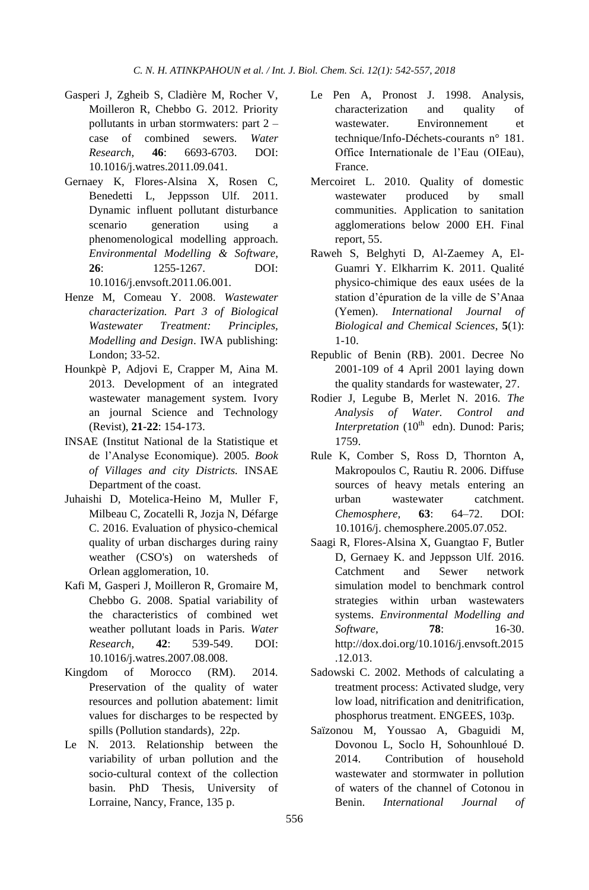Gasperi J, Zgheib S, Cladière M, Rocher V, Moilleron R, Chebbo G. 2012. Priority pollutants in urban stormwaters: part 2 – case of combined sewers. *Water Research*, **46**: 6693-6703. DOI: 10.1016/j.watres.2011.09.041.

Gernaey K, Flores-Alsina X, Rosen C, Benedetti L, Jeppsson Ulf. 2011. Dynamic influent pollutant disturbance scenario generation using a phenomenological modelling approach. *Environmental Modelling & Software*, **26**: 1255-1267. DOI: 10.1016/j.envsoft.2011.06.001.

Henze M, Comeau Y. 2008. *Wastewater characterization. Part 3 of Biological Wastewater Treatment: Principles, Modelling and Design*. IWA publishing: London; 33-52.

Hounkpè P, Adjovi E, Crapper M, Aina M. 2013. Development of an integrated wastewater management system. Ivory an journal Science and Technology (Revist), **21**-**22**: 154-173.

INSAE (Institut National de la Statistique et de l'Analyse Economique). 2005. *Book of Villages and city Districts.* INSAE Department of the coast.

Juhaishi D, Motelica-Heino M, Muller F, Milbeau C, Zocatelli R, Jozja N, Défarge C. 2016. Evaluation of physico-chemical quality of urban discharges during rainy weather (CSO's) on watersheds of Orlean agglomeration, 10.

Kafi M, Gasperi J, Moilleron R, Gromaire M, Chebbo G. 2008. Spatial variability of the characteristics of combined wet weather pollutant loads in Paris. *Water Research*, **42**: 539-549. DOI: 10.1016/j.watres.2007.08.008.

Kingdom of Morocco (RM). 2014. Preservation of the quality of water resources and pollution abatement: limit values for discharges to be respected by spills (Pollution standards), 22p.

Le N. 2013. Relationship between the variability of urban pollution and the socio-cultural context of the collection basin. PhD Thesis, University of Lorraine, Nancy, France, 135 p.

Le Pen A, Pronost J. 1998. Analysis, characterization and quality of wastewater. Environnement et technique/Info-Déchets-courants n° 181. Office Internationale de l'Eau (OIEau), France.

Mercoiret L. 2010. Quality of domestic wastewater produced by small communities. Application to sanitation agglomerations below 2000 EH. Final report, 55.

Raweh S, Belghyti D, Al-Zaemey A, El-Guamri Y. Elkharrim K. 2011. Qualité physico-chimique des eaux usées de la station d'épuration de la ville de S'Anaa (Yemen). *International Journal of Biological and Chemical Sciences*, **5**(1): 1-10.

Republic of Benin (RB). 2001. Decree No 2001-109 of 4 April 2001 laying down the quality standards for wastewater, 27.

Rodier J, Legube B, Merlet N. 2016. *The Analysis of Water. Control and Interpretation* (10th edn). Dunod: Paris; 1759.

Rule K, Comber S, Ross D, Thornton A, Makropoulos C, Rautiu R. 2006. Diffuse sources of heavy metals entering an urban wastewater catchment. *Chemosphere*, **63**: 64–72. DOI: 10.1016/j. chemosphere.2005.07.052.

Saagi R, Flores-Alsina X, Guangtao F, Butler D, Gernaey K. and Jeppsson Ulf. 2016. Catchment and Sewer network simulation model to benchmark control strategies within urban wastewaters systems. *Environmental Modelling and Software*, **78**: 16-30. http://dox.doi.org/10.1016/j.envsoft.2015.12.013.

Sadowski C. 2002. Methods of calculating a treatment process: Activated sludge, very low load, nitrification and denitrification, phosphorus treatment. ENGEES, 103p.

Saïzonou M, Youssao A, Gbaguidi M, Dovonou L, Soclo H, Sohounhloué D. 2014. Contribution of household wastewater and stormwater in pollution of waters of the channel of Cotonou in Benin. *International Journal of*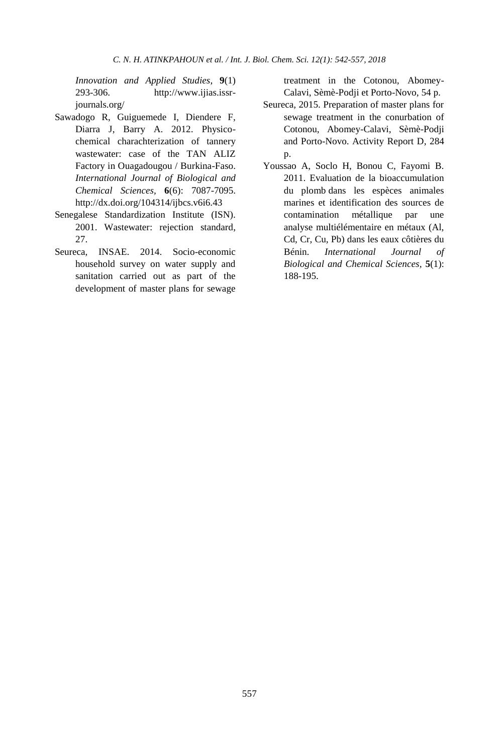*Innovation and Applied Studies*, **9**(1) 293-306. http://www.ijias.issr-journals.org/

Sawadogo R, Guiguemede I, Diendere F, Diarra J, Barry A. 2012. Physico-chemical charachterization of tannery wastewater: case of the TAN ALIZ Factory in Ouagadougou / Burkina-Faso. *International Journal of Biological and Chemical Sciences*, **6**(6): 7087-7095. http://dx.doi.org/104314/ijbcs.v6i6.43

Senegalese Standardization Institute (ISN). 2001. Wastewater: rejection standard, 27.

Seureca, INSAE. 2014. Socio-economic household survey on water supply and sanitation carried out as part of the development of master plans for sewage treatment in the Cotonou, Abomey-Calavi, Sèmè-Podji et Porto-Novo, 54 p.

Seureca, 2015. Preparation of master plans for sewage treatment in the conurbation of Cotonou, Abomey-Calavi, Sèmè-Podji and Porto-Novo. Activity Report D, 284 p.

Youssao A, Soclo H, Bonou C, Fayomi B. 2011. Evaluation de la bioaccumulation du plomb dans les espèces animales marines et identification des sources de contamination métallique par une analyse multiélémentaire en métaux (Al, Cd, Cr, Cu, Pb) dans les eaux côtières du Bénin. *International Journal of Biological and Chemical Sciences*, **5**(1): 188-195.